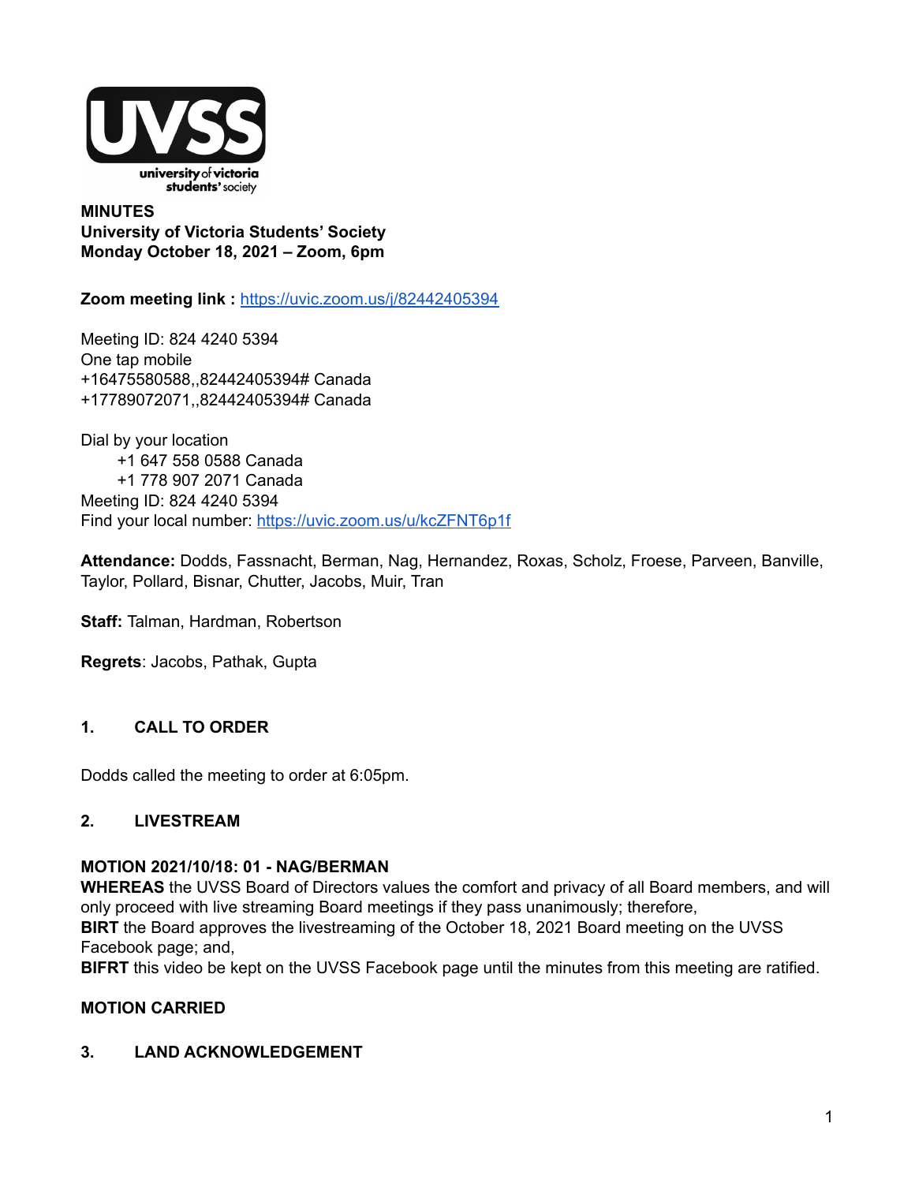**MINUTES**
**University of Victoria Students' Society**
**Monday October 18, 2021 – Zoom, 6pm**

**Zoom meeting link :** https://uvic.zoom.us/j/82442405394

Meeting ID: 824 4240 5394
One tap mobile
+16475580588,,82442405394# Canada
+17789072071,,82442405394# Canada

Dial by your location
+1 647 558 0588 Canada
+1 778 907 2071 Canada
Meeting ID: 824 4240 5394
Find your local number: https://uvic.zoom.us/u/kcZFNT6p1f

**Attendance:** Dodds, Fassnacht, Berman, Nag, Hernandez, Roxas, Scholz, Froese, Parveen, Banville, Taylor, Pollard, Bisnar, Chutter, Jacobs, Muir, Tran

**Staff:** Talman, Hardman, Robertson

**Regrets**: Jacobs, Pathak, Gupta

## 1. CALL TO ORDER

Dodds called the meeting to order at 6:05pm.

## 2. LIVESTREAM

**MOTION 2021/10/18: 01 - NAG/BERMAN**
**WHEREAS** the UVSS Board of Directors values the comfort and privacy of all Board members, and will only proceed with live streaming Board meetings if they pass unanimously; therefore,
**BIRT** the Board approves the livestreaming of the October 18, 2021 Board meeting on the UVSS Facebook page; and,
**BIFRT** this video be kept on the UVSS Facebook page until the minutes from this meeting are ratified.

**MOTION CARRIED**

## 3. LAND ACKNOWLEDGEMENT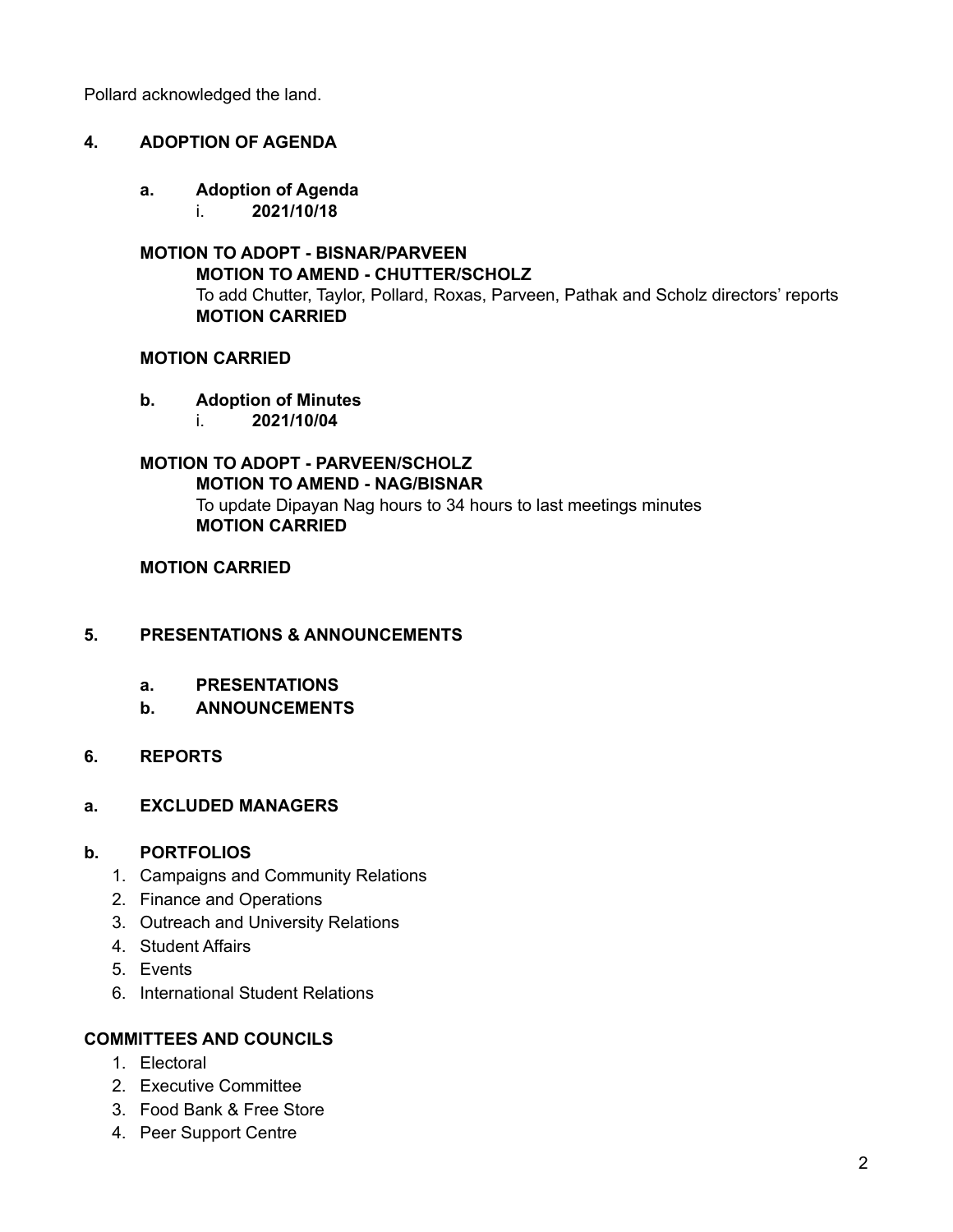Pollard acknowledged the land.

## 4. ADOPTION OF AGENDA

**a. Adoption of Agenda**

i. **2021/10/18**

**MOTION TO ADOPT - BISNAR/PARVEEN**

**MOTION TO AMEND - CHUTTER/SCHOLZ**

To add Chutter, Taylor, Pollard, Roxas, Parveen, Pathak and Scholz directors' reports

**MOTION CARRIED**

**MOTION CARRIED**

**b. Adoption of Minutes**

i. **2021/10/04**

**MOTION TO ADOPT - PARVEEN/SCHOLZ**

**MOTION TO AMEND - NAG/BISNAR**

To update Dipayan Nag hours to 34 hours to last meetings minutes

**MOTION CARRIED**

**MOTION CARRIED**

## 5. PRESENTATIONS & ANNOUNCEMENTS

**a. PRESENTATIONS**

**b. ANNOUNCEMENTS**

## 6. REPORTS

**a. EXCLUDED MANAGERS**

**b. PORTFOLIOS**

1. Campaigns and Community Relations
2. Finance and Operations
3. Outreach and University Relations
4. Student Affairs
5. Events
6. International Student Relations

**COMMITTEES AND COUNCILS**

1. Electoral
2. Executive Committee
3. Food Bank & Free Store
4. Peer Support Centre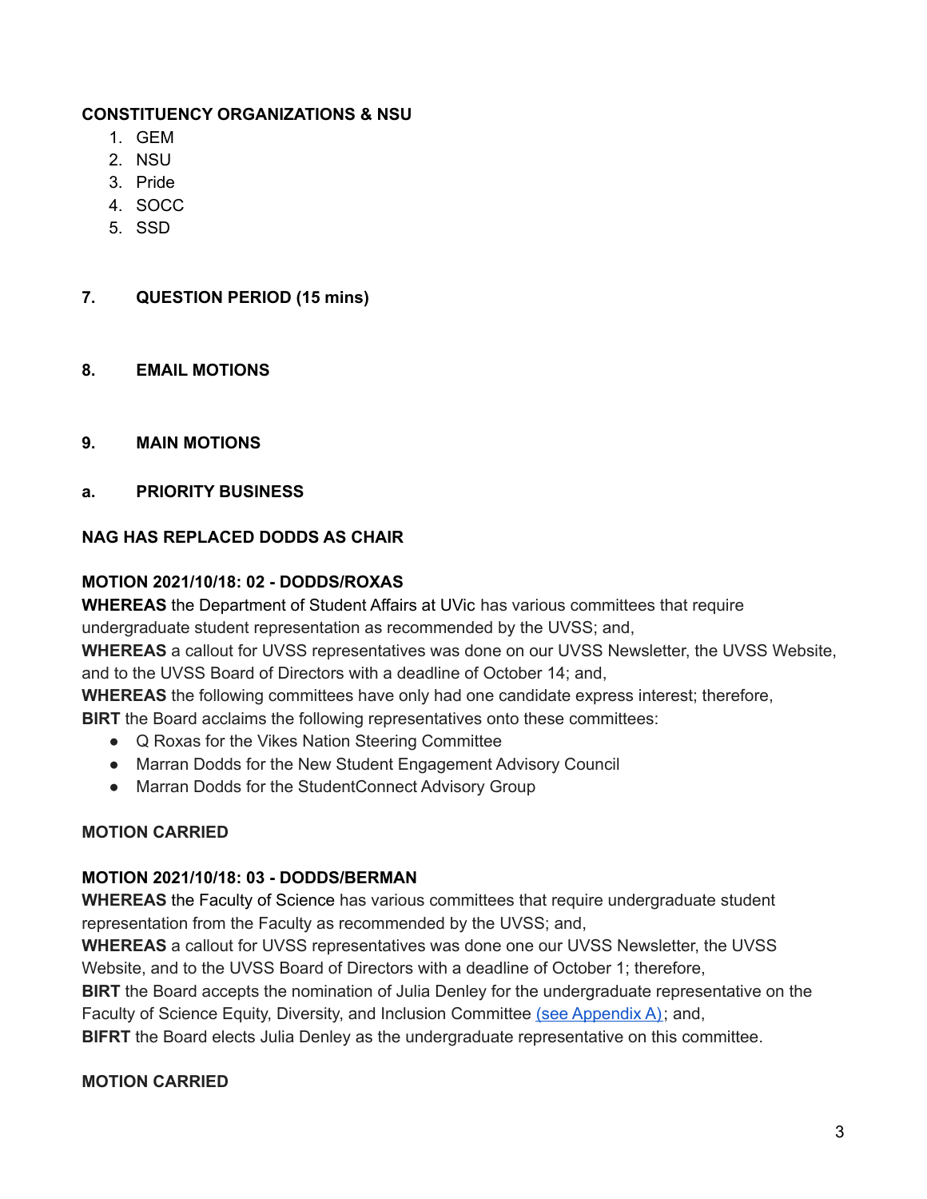**CONSTITUENCY ORGANIZATIONS & NSU**

1. GEM
2. NSU
3. Pride
4. SOCC
5. SSD

## 7. QUESTION PERIOD (15 mins)

## 8. EMAIL MOTIONS

## 9. MAIN MOTIONS

### a. PRIORITY BUSINESS

**NAG HAS REPLACED DODDS AS CHAIR**

**MOTION 2021/10/18: 02 - DODDS/ROXAS**
**WHEREAS** the Department of Student Affairs at UVic has various committees that require undergraduate student representation as recommended by the UVSS; and,
**WHEREAS** a callout for UVSS representatives was done on our UVSS Newsletter, the UVSS Website, and to the UVSS Board of Directors with a deadline of October 14; and,
**WHEREAS** the following committees have only had one candidate express interest; therefore,
**BIRT** the Board acclaims the following representatives onto these committees:

- Q Roxas for the Vikes Nation Steering Committee
- Marran Dodds for the New Student Engagement Advisory Council
- Marran Dodds for the StudentConnect Advisory Group

**MOTION CARRIED**

**MOTION 2021/10/18: 03 - DODDS/BERMAN**
**WHEREAS** the Faculty of Science has various committees that require undergraduate student representation from the Faculty as recommended by the UVSS; and,
**WHEREAS** a callout for UVSS representatives was done one our UVSS Newsletter, the UVSS Website, and to the UVSS Board of Directors with a deadline of October 1; therefore,
**BIRT** the Board accepts the nomination of Julia Denley for the undergraduate representative on the Faculty of Science Equity, Diversity, and Inclusion Committee (see Appendix A); and,
**BIFRT** the Board elects Julia Denley as the undergraduate representative on this committee.

**MOTION CARRIED**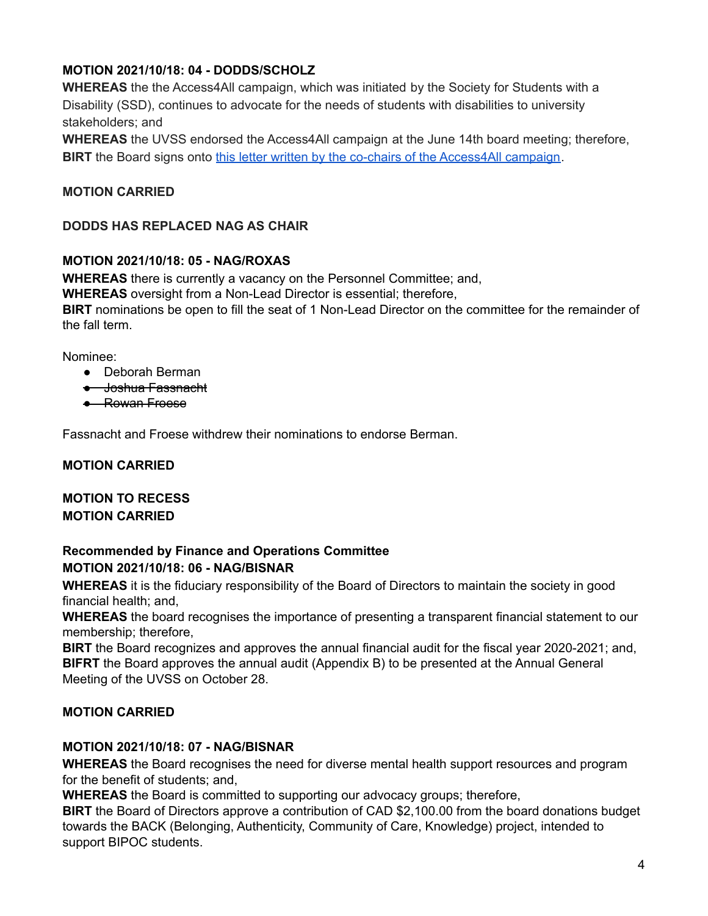**MOTION 2021/10/18: 04 - DODDS/SCHOLZ**
**WHEREAS** the the Access4All campaign, which was initiated by the Society for Students with a Disability (SSD), continues to advocate for the needs of students with disabilities to university stakeholders; and
**WHEREAS** the UVSS endorsed the Access4All campaign at the June 14th board meeting; therefore,
**BIRT** the Board signs onto this letter written by the co-chairs of the Access4All campaign.

**MOTION CARRIED**

**DODDS HAS REPLACED NAG AS CHAIR**

**MOTION 2021/10/18: 05 - NAG/ROXAS**
**WHEREAS** there is currently a vacancy on the Personnel Committee; and,
**WHEREAS** oversight from a Non-Lead Director is essential; therefore,
**BIRT** nominations be open to fill the seat of 1 Non-Lead Director on the committee for the remainder of the fall term.

Nominee:

- Deborah Berman
- ~~Joshua Fassnacht~~
- ~~Rowan Froese~~

Fassnacht and Froese withdrew their nominations to endorse Berman.

**MOTION CARRIED**

**MOTION TO RECESS**
**MOTION CARRIED**

**Recommended by Finance and Operations Committee**
**MOTION 2021/10/18: 06 - NAG/BISNAR**
**WHEREAS** it is the fiduciary responsibility of the Board of Directors to maintain the society in good financial health; and,
**WHEREAS** the board recognises the importance of presenting a transparent financial statement to our membership; therefore,
**BIRT** the Board recognizes and approves the annual financial audit for the fiscal year 2020-2021; and,
**BIFRT** the Board approves the annual audit (Appendix B) to be presented at the Annual General Meeting of the UVSS on October 28.

**MOTION CARRIED**

**MOTION 2021/10/18: 07 - NAG/BISNAR**
**WHEREAS** the Board recognises the need for diverse mental health support resources and program for the benefit of students; and,
**WHEREAS** the Board is committed to supporting our advocacy groups; therefore,
**BIRT** the Board of Directors approve a contribution of CAD $2,100.00 from the board donations budget towards the BACK (Belonging, Authenticity, Community of Care, Knowledge) project, intended to support BIPOC students.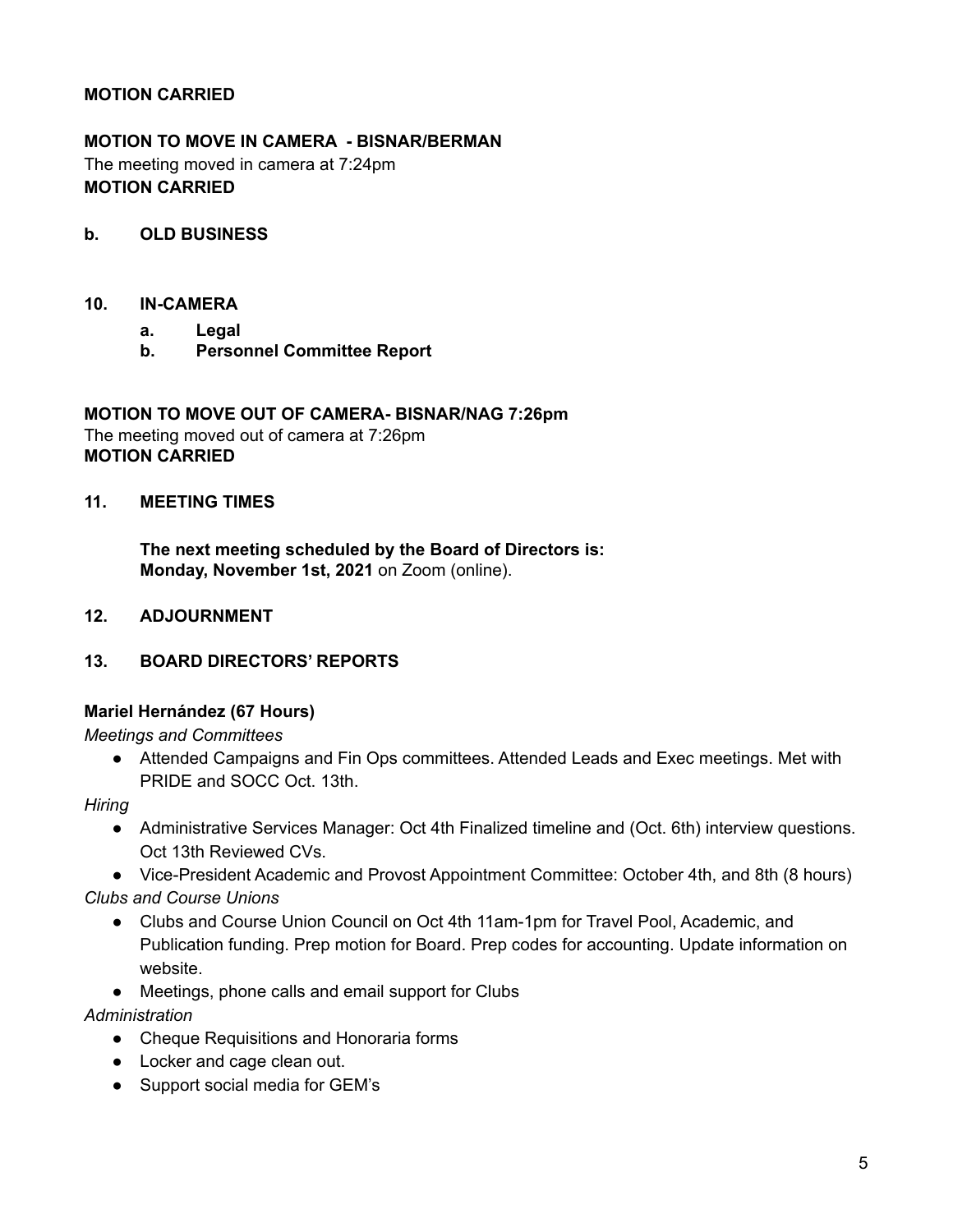**MOTION CARRIED**

**MOTION TO MOVE IN CAMERA - BISNAR/BERMAN**
The meeting moved in camera at 7:24pm
**MOTION CARRIED**

**b. OLD BUSINESS**

**10. IN-CAMERA**

- **a. Legal**
- **b. Personnel Committee Report**

**MOTION TO MOVE OUT OF CAMERA- BISNAR/NAG 7:26pm**
The meeting moved out of camera at 7:26pm
**MOTION CARRIED**

**11. MEETING TIMES**

**The next meeting scheduled by the Board of Directors is:**
**Monday, November 1st, 2021** on Zoom (online).

**12. ADJOURNMENT**

**13. BOARD DIRECTORS' REPORTS**

**Mariel Hernández (67 Hours)**

*Meetings and Committees*

- Attended Campaigns and Fin Ops committees. Attended Leads and Exec meetings. Met with PRIDE and SOCC Oct. 13th.

*Hiring*

- Administrative Services Manager: Oct 4th Finalized timeline and (Oct. 6th) interview questions. Oct 13th Reviewed CVs.
- Vice-President Academic and Provost Appointment Committee: October 4th, and 8th (8 hours)

*Clubs and Course Unions*

- Clubs and Course Union Council on Oct 4th 11am-1pm for Travel Pool, Academic, and Publication funding. Prep motion for Board. Prep codes for accounting. Update information on website.
- Meetings, phone calls and email support for Clubs

*Administration*

- Cheque Requisitions and Honoraria forms
- Locker and cage clean out.
- Support social media for GEM's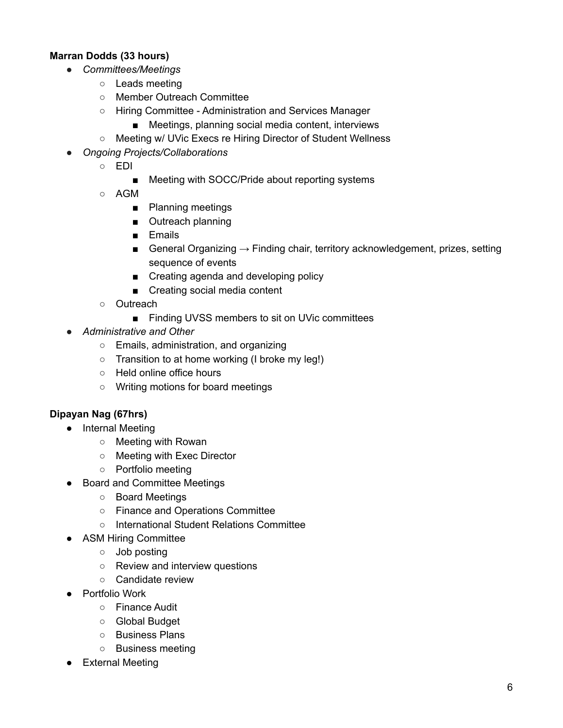**Marran Dodds (33 hours)**

- *Committees/Meetings*
  - Leads meeting
  - Member Outreach Committee
  - Hiring Committee - Administration and Services Manager
    - Meetings, planning social media content, interviews
  - Meeting w/ UVic Execs re Hiring Director of Student Wellness
- *Ongoing Projects/Collaborations*
  - EDI
    - Meeting with SOCC/Pride about reporting systems
  - AGM
    - Planning meetings
    - Outreach planning
    - Emails
    - General Organizing → Finding chair, territory acknowledgement, prizes, setting sequence of events
    - Creating agenda and developing policy
    - Creating social media content
  - Outreach
    - Finding UVSS members to sit on UVic committees
- *Administrative and Other*
  - Emails, administration, and organizing
  - Transition to at home working (I broke my leg!)
  - Held online office hours
  - Writing motions for board meetings

**Dipayan Nag (67hrs)**

- Internal Meeting
  - Meeting with Rowan
  - Meeting with Exec Director
  - Portfolio meeting
- Board and Committee Meetings
  - Board Meetings
  - Finance and Operations Committee
  - International Student Relations Committee
- ASM Hiring Committee
  - Job posting
  - Review and interview questions
  - Candidate review
- Portfolio Work
  - Finance Audit
  - Global Budget
  - Business Plans
  - Business meeting
- External Meeting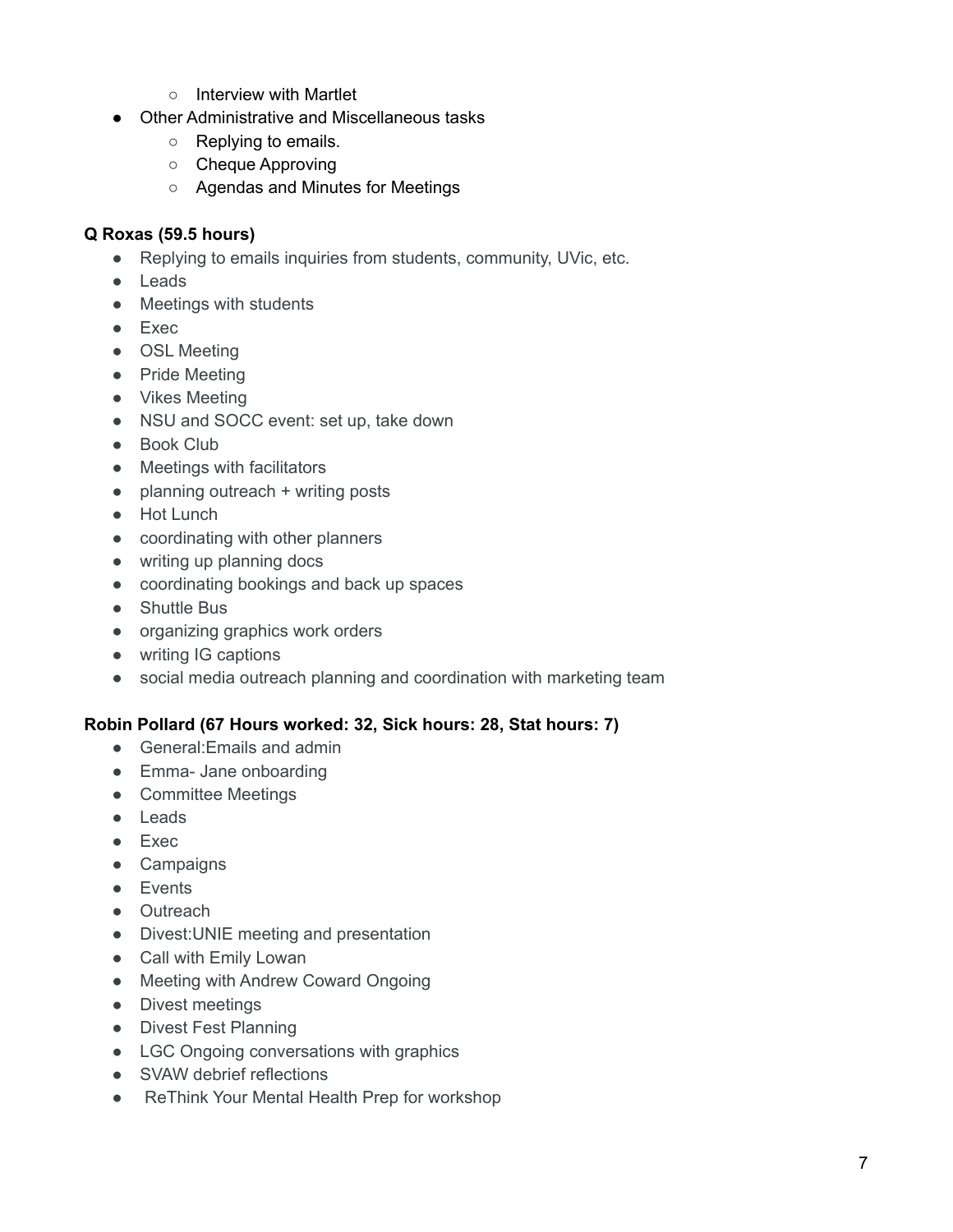- Interview with Martlet
- Other Administrative and Miscellaneous tasks
    - Replying to emails.
    - Cheque Approving
    - Agendas and Minutes for Meetings

**Q Roxas (59.5 hours)**

- Replying to emails inquiries from students, community, UVic, etc.
- Leads
- Meetings with students
- Exec
- OSL Meeting
- Pride Meeting
- Vikes Meeting
- NSU and SOCC event: set up, take down
- Book Club
- Meetings with facilitators
- planning outreach + writing posts
- Hot Lunch
- coordinating with other planners
- writing up planning docs
- coordinating bookings and back up spaces
- Shuttle Bus
- organizing graphics work orders
- writing IG captions
- social media outreach planning and coordination with marketing team

**Robin Pollard (67 Hours worked: 32, Sick hours: 28, Stat hours: 7)**

- General:Emails and admin
- Emma- Jane onboarding
- Committee Meetings
- Leads
- Exec
- Campaigns
- Events
- Outreach
- Divest:UNIE meeting and presentation
- Call with Emily Lowan
- Meeting with Andrew Coward Ongoing
- Divest meetings
- Divest Fest Planning
- LGC Ongoing conversations with graphics
- SVAW debrief reflections
- ReThink Your Mental Health Prep for workshop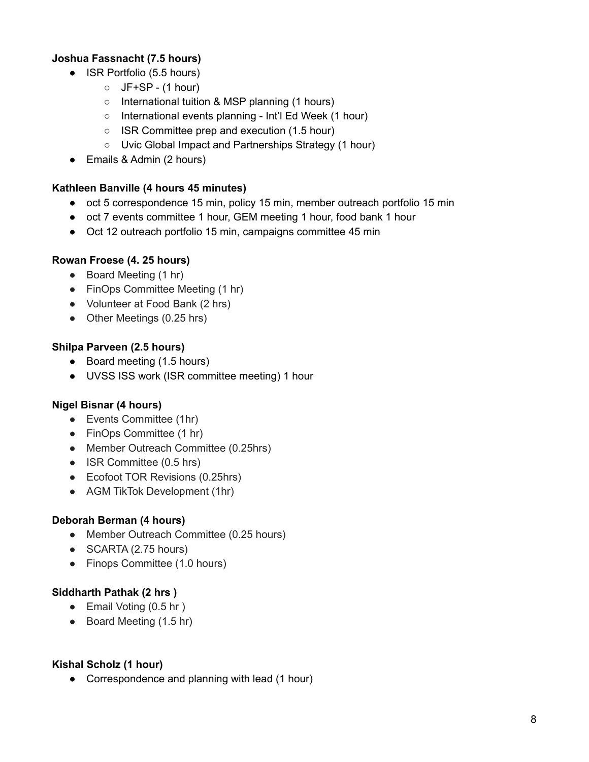**Joshua Fassnacht (7.5 hours)**

- ISR Portfolio (5.5 hours)
  - JF+SP - (1 hour)
  - International tuition & MSP planning (1 hours)
  - International events planning - Int'l Ed Week (1 hour)
  - ISR Committee prep and execution (1.5 hour)
  - Uvic Global Impact and Partnerships Strategy (1 hour)
- Emails & Admin (2 hours)

**Kathleen Banville (4 hours 45 minutes)**

- oct 5 correspondence 15 min, policy 15 min, member outreach portfolio 15 min
- oct 7 events committee 1 hour, GEM meeting 1 hour, food bank 1 hour
- Oct 12 outreach portfolio 15 min, campaigns committee 45 min

**Rowan Froese (4. 25 hours)**

- Board Meeting (1 hr)
- FinOps Committee Meeting (1 hr)
- Volunteer at Food Bank (2 hrs)
- Other Meetings (0.25 hrs)

**Shilpa Parveen (2.5 hours)**

- Board meeting (1.5 hours)
- UVSS ISS work (ISR committee meeting) 1 hour

**Nigel Bisnar (4 hours)**

- Events Committee (1hr)
- FinOps Committee (1 hr)
- Member Outreach Committee (0.25hrs)
- ISR Committee (0.5 hrs)
- Ecofoot TOR Revisions (0.25hrs)
- AGM TikTok Development (1hr)

**Deborah Berman (4 hours)**

- Member Outreach Committee (0.25 hours)
- SCARTA (2.75 hours)
- Finops Committee (1.0 hours)

**Siddharth Pathak (2 hrs )**

- Email Voting (0.5 hr )
- Board Meeting (1.5 hr)

**Kishal Scholz (1 hour)**

- Correspondence and planning with lead (1 hour)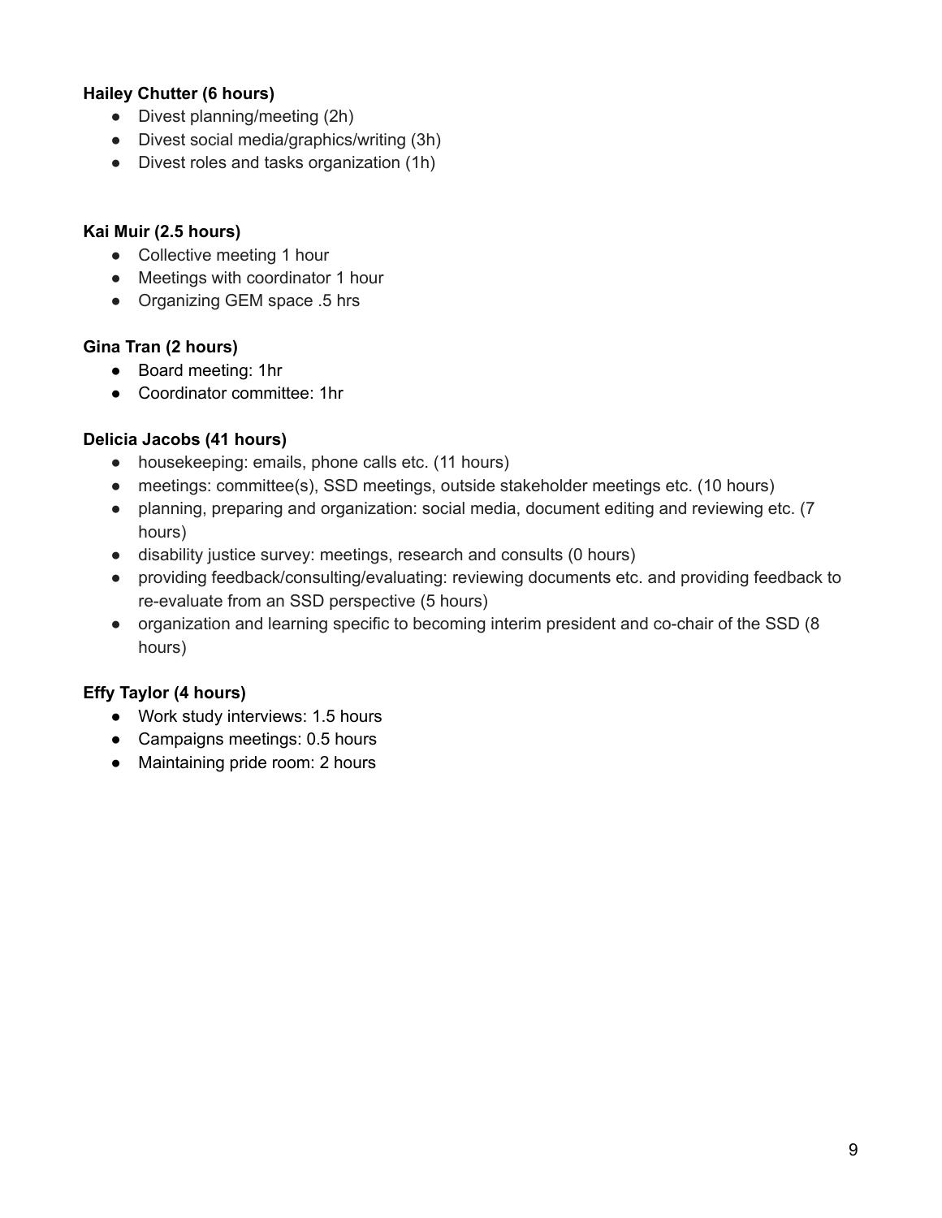**Hailey Chutter (6 hours)**

- Divest planning/meeting (2h)
- Divest social media/graphics/writing (3h)
- Divest roles and tasks organization (1h)

**Kai Muir (2.5 hours)**

- Collective meeting 1 hour
- Meetings with coordinator 1 hour
- Organizing GEM space .5 hrs

**Gina Tran (2 hours)**

- Board meeting: 1hr
- Coordinator committee: 1hr

**Delicia Jacobs (41 hours)**

- housekeeping: emails, phone calls etc. (11 hours)
- meetings: committee(s), SSD meetings, outside stakeholder meetings etc. (10 hours)
- planning, preparing and organization: social media, document editing and reviewing etc. (7 hours)
- disability justice survey: meetings, research and consults (0 hours)
- providing feedback/consulting/evaluating: reviewing documents etc. and providing feedback to re-evaluate from an SSD perspective (5 hours)
- organization and learning specific to becoming interim president and co-chair of the SSD (8 hours)

**Effy Taylor (4 hours)**

- Work study interviews: 1.5 hours
- Campaigns meetings: 0.5 hours
- Maintaining pride room: 2 hours